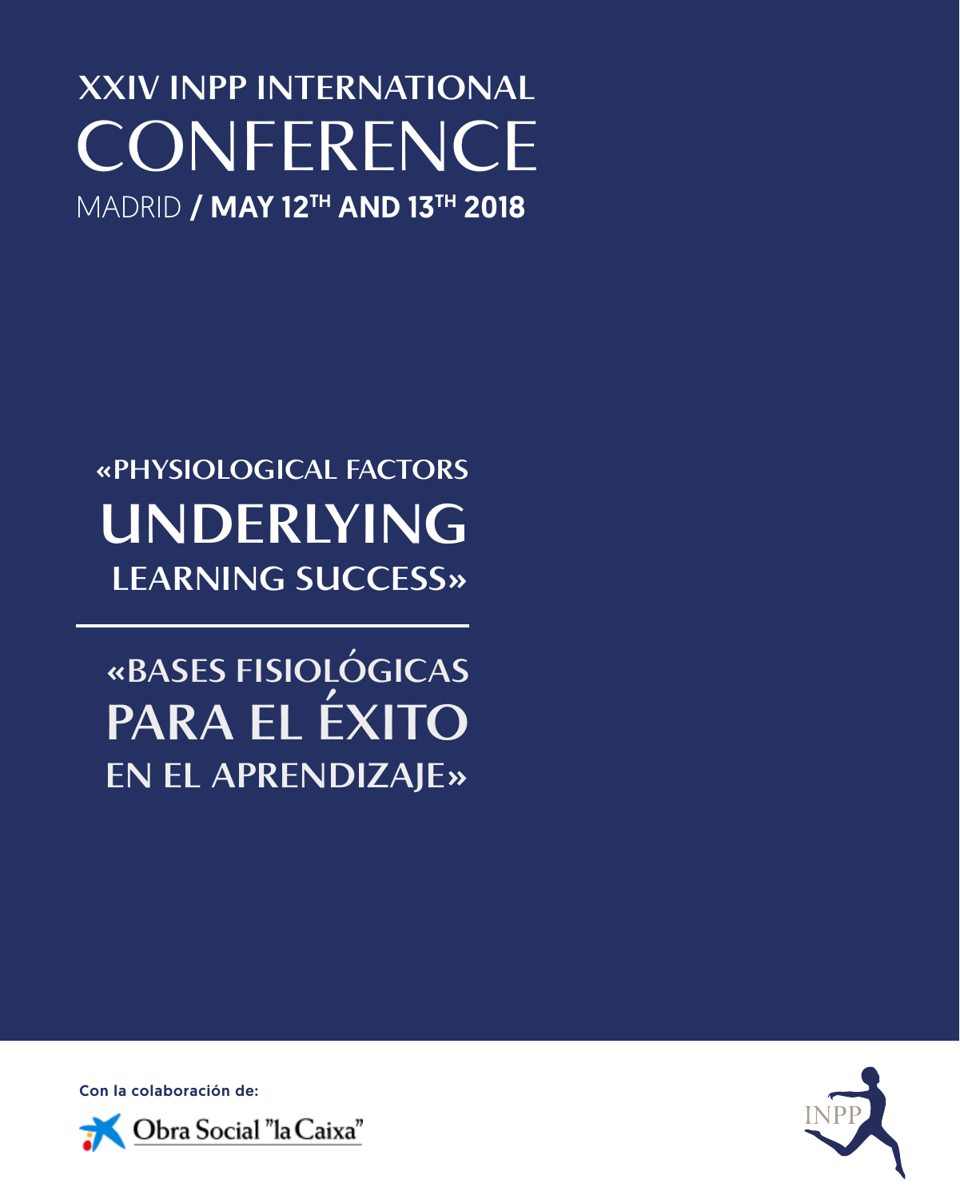# XXIV INPP INTERNATIONAL CONFERENCE

MADRID / **MAY 12TH AND 13TH 2018**

## «PHYSIOLOGICAL FACTORS UNDERLYING LEARNING SUCCESS»

---

## «BASES FISIOLÓGICAS PARA EL ÉXITO EN EL APRENDIZAJE»

Con la colaboración de:

Obra Social "la Caixa"

INPP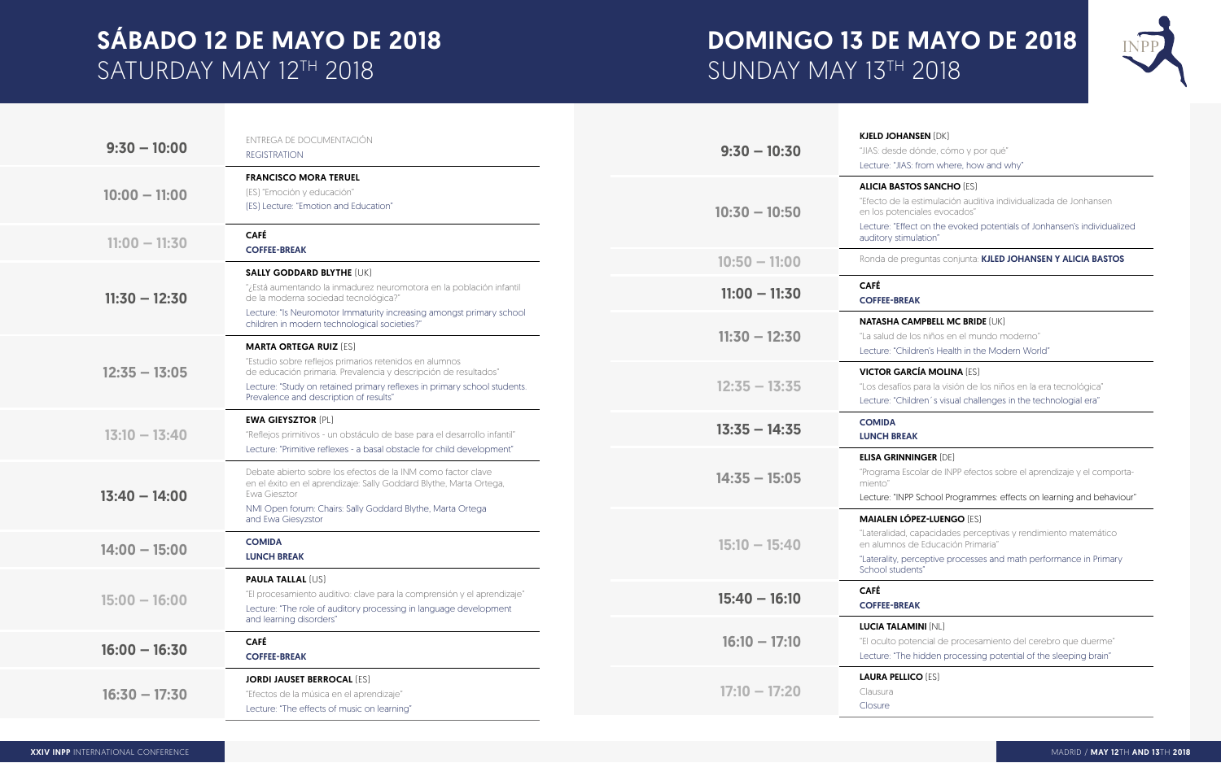# SÁBADO 12 DE MAYO DE 2018
## SATURDAY MAY 12TH 2018

| Hora | Programa |
|---|---|
| 9:30 – 10:00 | ENTREGA DE DOCUMENTACIÓN<br>REGISTRATION |
| 10:00 – 11:00 | **FRANCISCO MORA TERUEL**<br>[ES] "Emoción y educación"<br>[ES] Lecture: "Emotion and Education" |
| 11:00 – 11:30 | **CAFÉ**<br>**COFFEE-BREAK** |
| 11:30 – 12:30 | **SALLY GODDARD BLYTHE** [UK]<br>"¿Está aumentando la inmadurez neuromotora en la población infantil de la moderna sociedad tecnológica?"<br>Lecture: "Is Neuromotor Immaturity increasing amongst primary school children in modern technological societies?" |
| 12:35 – 13:05 | **MARTA ORTEGA RUIZ** [ES]<br>"Estudio sobre reflejos primarios retenidos en alumnos de educación primaria. Prevalencia y descripción de resultados"<br>Lecture: "Study on retained primary reflexes in primary school students. Prevalence and description of results" |
| 13:10 – 13:40 | **EWA GIEYSZTOR** [PL]<br>"Reflejos primitivos - un obstáculo de base para el desarrollo infantil"<br>Lecture: "Primitive reflexes - a basal obstacle for child development" |
| 13:40 – 14:00 | Debate abierto sobre los efectos de la INM como factor clave en el éxito en el aprendizaje: Sally Goddard Blythe, Marta Ortega, Ewa Giesztor<br>NMI Open forum: Chairs: Sally Goddard Blythe, Marta Ortega and Ewa Giesyzstor |
| 14:00 – 15:00 | **COMIDA**<br>**LUNCH BREAK** |
| 15:00 – 16:00 | **PAULA TALLAL** [US]<br>"El procesamiento auditivo: clave para la comprensión y el aprendizaje"<br>Lecture: "The role of auditory processing in language development and learning disorders" |
| 16:00 – 16:30 | **CAFÉ**<br>**COFFEE-BREAK** |
| 16:30 – 17:30 | **JORDI JAUSET BERROCAL** [ES]<br>"Efectos de la música en el aprendizaje"<br>Lecture: "The effects of music on learning" |

# DOMINGO 13 DE MAYO DE 2018
## SUNDAY MAY 13TH 2018

| Hora | Programa |
|---|---|
| 9:30 – 10:30 | **KJELD JOHANSEN** [DK]<br>"JIAS: desde dónde, cómo y por qué"<br>Lecture: "JIAS: from where, how and why" |
| 10:30 – 10:50 | **ALICIA BASTOS SANCHO** [ES]<br>"Efecto de la estimulación auditiva individualizada de Jonhansen en los potenciales evocados"<br>Lecture: "Effect on the evoked potentials of Jonhansen's individualized auditory stimulation" |
| 10:50 – 11:00 | Ronda de preguntas conjunta: **KJLED JOHANSEN Y ALICIA BASTOS** |
| 11:00 – 11:30 | **CAFÉ**<br>**COFFEE-BREAK** |
| 11:30 – 12:30 | **NATASHA CAMPBELL MC BRIDE** [UK]<br>"La salud de los niños en el mundo moderno"<br>Lecture: "Children's Health in the Modern World" |
| 12:35 – 13:35 | **VICTOR GARCÍA MOLINA** [ES]<br>"Los desafíos para la visión de los niños en la era tecnológica"<br>Lecture: "Children´s visual challenges in the technological era" |
| 13:35 – 14:35 | **COMIDA**<br>**LUNCH BREAK** |
| 14:35 – 15:05 | **ELISA GRINNINGER** [DE]<br>"Programa Escolar de INPP efectos sobre el aprendizaje y el comportamiento"<br>Lecture: "INPP School Programmes: effects on learning and behaviour" |
| 15:10 – 15:40 | **MAIALEN LÓPEZ-LUENGO** [ES]<br>"Lateralidad, capacidades perceptivas y rendimiento matemático en alumnos de Educación Primaria"<br>"Laterality, perceptive processes and math performance in Primary School students" |
| 15:40 – 16:10 | **CAFÉ**<br>**COFFEE-BREAK** |
| 16:10 – 17:10 | **LUCIA TALAMINI** [NL]<br>"El oculto potencial de procesamiento del cerebro que duerme"<br>Lecture: "The hidden processing potential of the sleeping brain" |
| 17:10 – 17:20 | **LAURA PELLICO** [ES]<br>Clausura<br>Closure |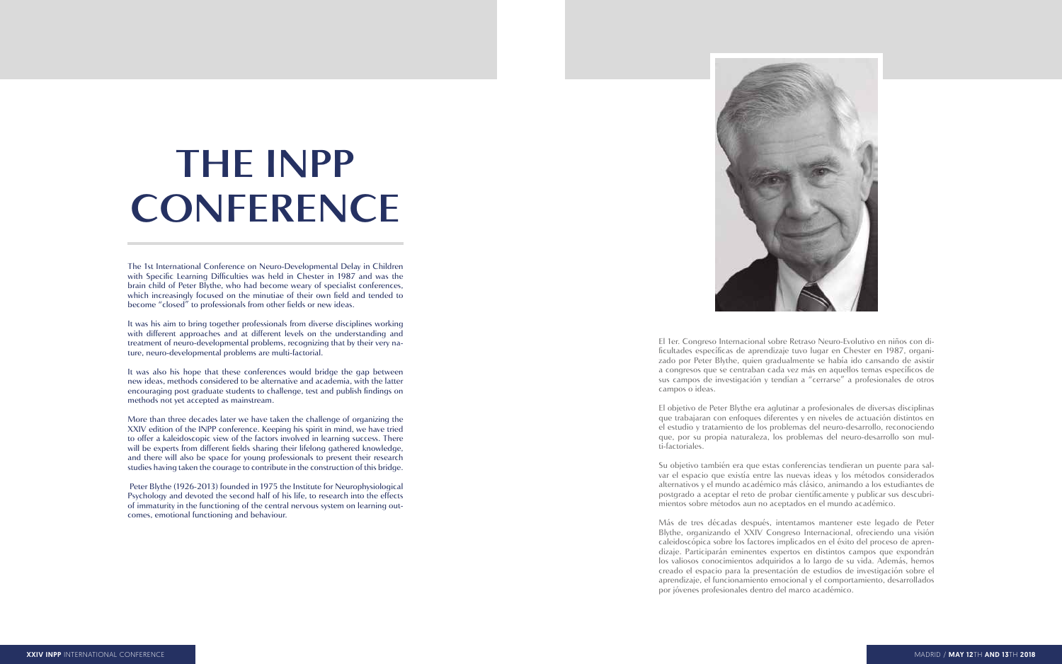# THE INPP CONFERENCE

The 1st International Conference on Neuro-Developmental Delay in Children with Specific Learning Difficulties was held in Chester in 1987 and was the brain child of Peter Blythe, who had become weary of specialist conferences, which increasingly focused on the minutiae of their own field and tended to become "closed" to professionals from other fields or new ideas.

It was his aim to bring together professionals from diverse disciplines working with different approaches and at different levels on the understanding and treatment of neuro-developmental problems, recognizing that by their very nature, neuro-developmental problems are multi-factorial.

It was also his hope that these conferences would bridge the gap between new ideas, methods considered to be alternative and academia, with the latter encouraging post graduate students to challenge, test and publish findings on methods not yet accepted as mainstream.

More than three decades later we have taken the challenge of organizing the XXIV edition of the INPP conference. Keeping his spirit in mind, we have tried to offer a kaleidoscopic view of the factors involved in learning success. There will be experts from different fields sharing their lifelong gathered knowledge, and there will also be space for young professionals to present their research studies having taken the courage to contribute in the construction of this bridge.

Peter Blythe (1926-2013) founded in 1975 the Institute for Neurophysiological Psychology and devoted the second half of his life, to research into the effects of immaturity in the functioning of the central nervous system on learning outcomes, emotional functioning and behaviour.

El 1er. Congreso Internacional sobre Retraso Neuro-Evolutivo en niños con dificultades específicas de aprendizaje tuvo lugar en Chester en 1987, organizado por Peter Blythe, quien gradualmente se había ido cansando de asistir a congresos que se centraban cada vez más en aquellos temas específicos de sus campos de investigación y tendían a "cerrarse" a profesionales de otros campos o ideas.

El objetivo de Peter Blythe era aglutinar a profesionales de diversas disciplinas que trabajaran con enfoques diferentes y en niveles de actuación distintos en el estudio y tratamiento de los problemas del neuro-desarrollo, reconociendo que, por su propia naturaleza, los problemas del neuro-desarrollo son multi-factoriales.

Su objetivo también era que estas conferencias tendieran un puente para salvar el espacio que existía entre las nuevas ideas y los métodos considerados alternativos y el mundo académico más clásico, animando a los estudiantes de postgrado a aceptar el reto de probar científicamente y publicar sus descubrimientos sobre métodos aun no aceptados en el mundo académico.

Más de tres décadas después, intentamos mantener este legado de Peter Blythe, organizando el XXIV Congreso Internacional, ofreciendo una visión caleidoscópica sobre los factores implicados en el éxito del proceso de aprendizaje. Participarán eminentes expertos en distintos campos que expondrán los valiosos conocimientos adquiridos a lo largo de su vida. Además, hemos creado el espacio para la presentación de estudios de investigación sobre el aprendizaje, el funcionamiento emocional y el comportamiento, desarrollados por jóvenes profesionales dentro del marco académico.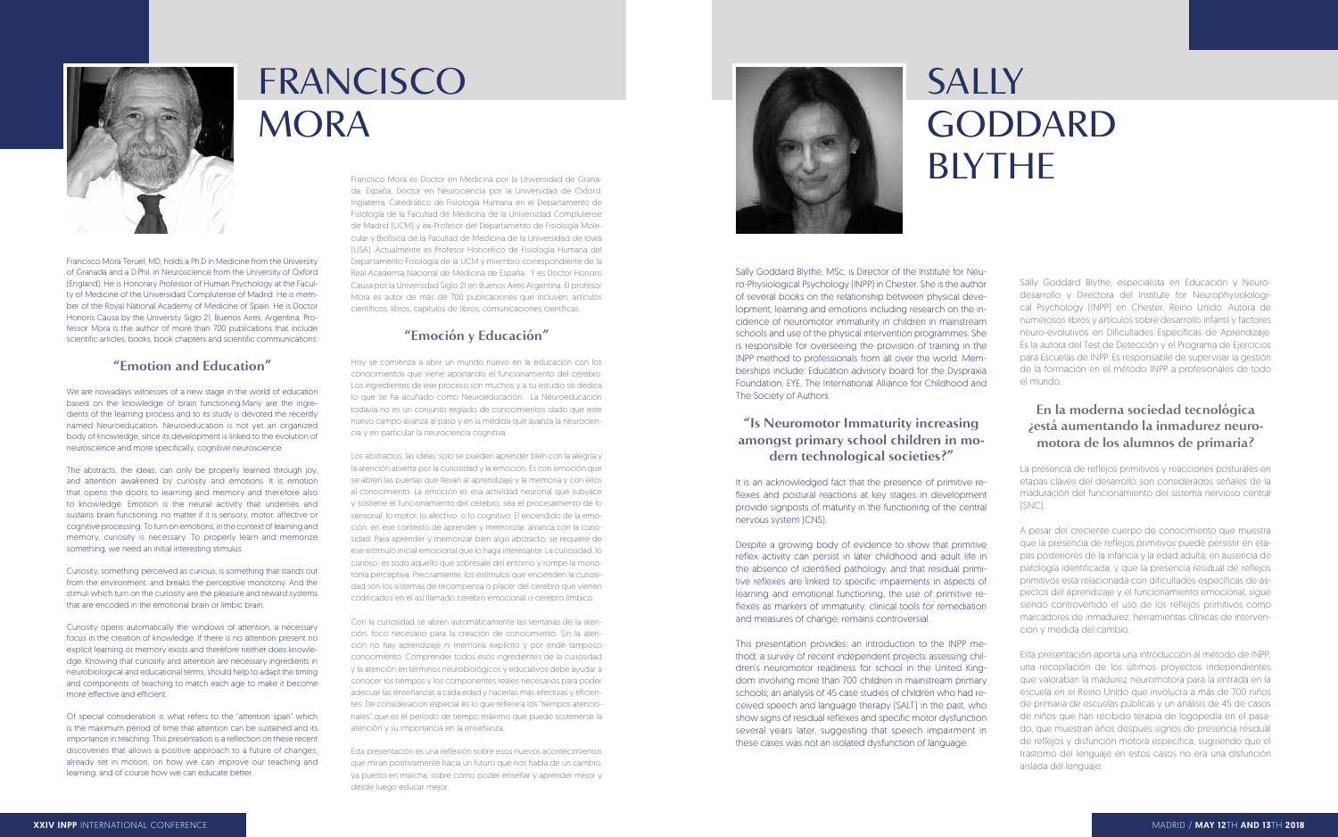# FRANCISCO MORA

Francisco Mora Teruel, MD, holds a Ph.D in Medicine from the University of Granada and a D.Phil. in Neuroscience from the University of Oxford (England). He is Honorary Professor of Human Psychology at the Faculty of Medicine of the Universidad Complutense of Madrid. He is member of the Royal National Academy of Medicine of Spain. He is Doctor Honoris Causa by the University Siglo 21, Buenos Aires, Argentina. Professor Mora is the author of more than 700 publications that include scientific articles, books, book chapters and scientific communications.

## "Emotion and Education"

We are nowadays witnesses of a new stage in the world of education based on the knowledge of brain functioning.Many are the ingredients of the learning process and to its study is devoted the recently named Neuroeducation. Neuroeducation is not yet an organized body of knowledge, since its development is linked to the evolution of neuroscience and more specifically, cognitive neuroscience.

The abstracts, the ideas, can only be properly learned through joy, and attention awakened by curiosity and emotions. It is emotion that opens the doors to learning and memory and therefore also to knowledge. Emotion is the neural activity that underlies and sustains brain functioning, no matter if it is sensory, motor, affective or cognitive processing. To turn on emotions, in the context of learning and memory, curiosity is necessary. To properly learn and memorize something, we need an initial interesting stimulus.

Curiosity, something perceived as curious, is something that stands out from the environment, and breaks the perceptive monotony. And the stimuli which turn on the curiosity are the pleasure and reward systems that are encoded in the emotional brain or limbic brain.

Curiosity opens automatically the windows of attention, a necessary focus in the creation of knowledge. If there is no attention present no explicit learning or memory exists and therefore neither does knowledge. Knowing that curiosity and attention are necessary ingredients in neurobiological and educational terms, should help to adapt the timing and components of teaching to match each age to make it become more effective and efficient.

Of special consideration is what refers to the "attention span" which is the maximum period of time that attention can be sustained and its importance in teaching. This presentation is a reflection on these recent discoveries that allows a positive approach to a future of changes, already set in motion, on how we can improve our teaching and learning, and of course how we can educate better.

Francisco Mora es Doctor en Medicina por la Universidad de Granada, España, Doctor en Neurociencia por la Universidad de Oxford, Inglaterra, Catedrático de Fisiología Humana en el Departamento de Fisiología de la Facultad de Medicina de la Universidad Complutense de Madrid (UCM) y ex-Profesor del Departamento de Fisiología Molecular y Biofísica de la Facultad de Medicina de la Universidad de Iowa (USA). Actualmente es Profesor Honorífico de Fisiología Humana del Departamento Fisiología de la UCM y miembro correspondiente de la Real Academia Nacional de Medicina de España. Y es Doctor Honoris Causa por la Universidad Siglo 21 en Buenos Aires Argentina. El profesor Mora es autor de más de 700 publicaciones que incluyen, artículos científicos, libros, capítulos de libros, comunicaciones científicas.

## "Emoción y Educación"

Hoy se comienza a abrir un mundo nuevo en la educación con los conocimientos que viene aportando el funcionamiento del cerebro. Los ingredientes de ese proceso son muchos y a su estudio se dedica lo que se ha acuñado como Neuroeducación. La Neuroeducación todavía no es un conjunto reglado de conocimientos dado que este nuevo campo avanza al paso y en la medida que avanza la neurociencia y en particular la neurociencia cognitiva.

Los abstractos, las ideas, solo se pueden aprender bien con la alegría y la atención abierta por la curiosidad y la emoción. Es con emoción que se abren las puertas que llevan al aprendizaje y la memoria y con ellos al conocimiento. La emoción es esa actividad neuronal que subyace y sostiene el funcionamiento del cerebro, sea el procesamiento de lo sensorial, lo motor, lo afectivo o lo cognitivo. El encendido de la emoción, en ese contexto de aprender y memorizar, arranca con la curiosidad. Para aprender y memorizar bien algo abstracto, se requiere de ese estímulo inicial emocional que lo haga interesante. La curiosidad, lo curioso, es todo aquello que sobresale del entorno y rompe la monotonía perceptiva. Precisamente, los estímulos que encienden la curiosidad son los sistemas de recompensa o placer del cerebro que vienen codificados en el así llamado cerebro emocional o cerebro límbico.

Con la curiosidad se abren automáticamente las ventanas de la atención, foco necesario para la creación de conocimiento. Sin la atención no hay aprendizaje ni memoria explícito y por ende tampoco conocimiento. Comprender todos esos ingredientes de la curiosidad y la atención en términos neurobiológicos y educativos debe ayudar a conocer los tiempos y los componentes reales necesarios para poder adecuar las enseñanzas a cada edad y hacerlas más efectivas y eficientes. De consideración especial es lo que refiere a los "tiempos atencionales" que es el periodo de tiempo máximo que puede sostenerse la atención y su importancia en la enseñanza.

Esta presentación es una reflexión sobre esos nuevos acontecimientos que miran positivamente hacia un futuro que nos habla de un cambio, ya puesto en marcha, sobre cómo poder enseñar y aprender mejor y desde luego educar mejor.

# SALLY GODDARD BLYTHE

Sally Goddard Blythe, MSc, is Director of the Institute for Neuro-Physiological Psychology (INPP) in Chester. She is the author of several books on the relationship between physical development, learning and emotions including research on the incidence of neuromotor immaturity in children in mainstream schools and use of the physical intervention programmes. She is responsible for overseeing the provision of training in the INPP method to professionals from all over the world. Memberships include: Education advisory board for the Dyspraxia Foundation, EYE, The International Alliance for Childhood and The Society of Authors.

## "Is Neuromotor Immaturity increasing amongst primary school children in modern technological societies?"

It is an acknowledged fact that the presence of primitive reflexes and postural reactions at key stages in development provide signposts of maturity in the functioning of the central nervous system (CNS).

Despite a growing body of evidence to show that primitive reflex activity can persist in later childhood and adult life in the absence of identified pathology, and that residual primitive reflexes are linked to specific impairments in aspects of learning and emotional functioning, the use of primitive reflexes as markers of immaturity, clinical tools for remediation and measures of change, remains controversial.

This presentation provides: an introduction to the INPP method; a survey of recent independent projects assessing children's neuromotor readiness for school in the United Kingdom involving more than 700 children in mainstream primary schools; an analysis of 45 case studies of children who had received speech and language therapy (SALT) in the past, who show signs of residual reflexes and specific motor dysfunction several years later, suggesting that speech impairment in these cases was not an isolated dysfunction of language.

Sally Goddard Blythe, especialista en Educación y Neurodesarrollo y Directora del Institute for Neurophysiological Psychology (INPP) en Chester, Reino Unido. Autora de numerosos libros y artículos sobre desarrollo infantil y factores neuro-evolutivos en Dificultades Específicas de Aprendizaje. Es la autora del Test de Detección y el Programa de Ejercicios para Escuelas de INPP. Es responsable de supervisar la gestión de la formación en el método INPP a profesionales de todo el mundo.

## En la moderna sociedad tecnológica ¿está aumentando la inmadurez neuromotora de los alumnos de primaria?

La presencia de reflejos primitivos y reacciones posturales en etapas claves del desarrollo son considerados señales de la maduración del funcionamiento del sistema nervioso central (SNC).

A pesar del creciente cuerpo de conocimiento que muestra que la presencia de reflejos primitivos puede persistir en etapas posteriores de la infancia y la edad adulta, en ausencia de patología identificada, y que la presencia residual de reflejos primitivos esta relacionada con dificultades específicas de aspectos del aprendizaje y el funcionamiento emocional, sigue siendo controvertido el uso de los reflejos primitivos como marcadores de inmadurez, herramientas clínicas de intervención y medida del cambio.

Esta presentación aporta una introducción al método de INPP, una recopilación de los últimos proyectos independientes que valoraban la madurez neuromotora para la entrada en la escuela en el Reino Unido que involucra a más de 700 niños de primaria de escuelas públicas y un análisis de 45 de casos de niños que han recibido terapia de logopedia en el pasado, que muestran años después signos de presencia residual de reflejos y disfunción motora específica, sugiriendo que el trastorno del lenguaje en estos casos no era una disfunción aislada del lenguaje.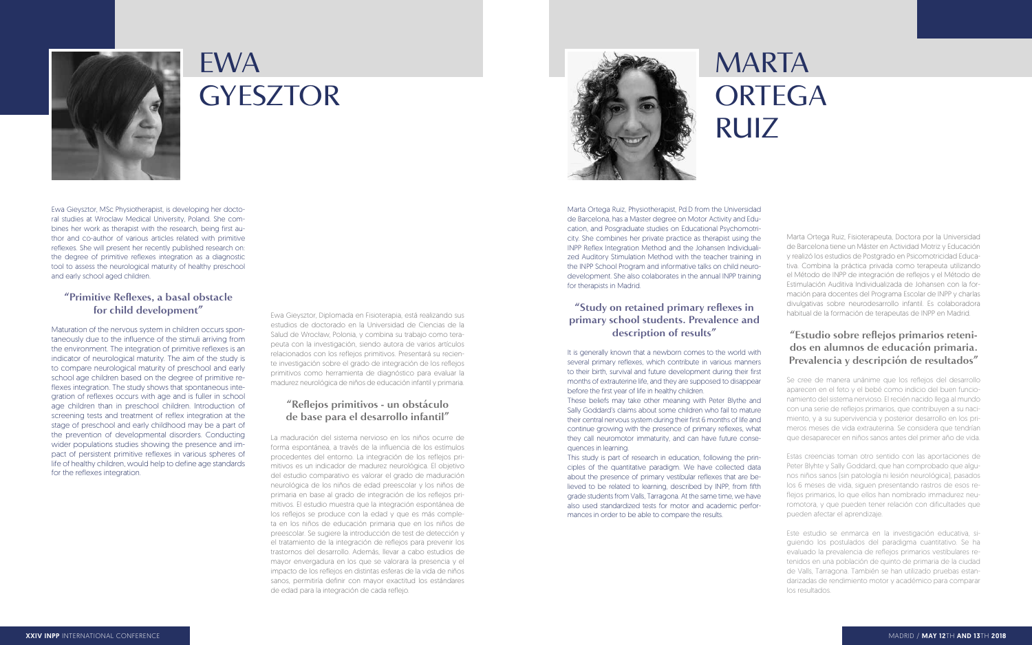# EWA GYESZTOR

Ewa Gieysztor, MSc Physiotherapist, is developing her doctoral studies at Wroclaw Medical University, Poland. She combines her work as therapist with the research, being first author and co-author of various articles related with primitive reflexes. She will present her recently published research on: the degree of primitive reflexes integration as a diagnostic tool to assess the neurological maturity of healthy preschool and early school aged children.

### "Primitive Reflexes, a basal obstacle for child development"

Maturation of the nervous system in children occurs spontaneously due to the influence of the stimuli arriving from the environment. The integration of primitive reflexes is an indicator of neurological maturity. The aim of the study is to compare neurological maturity of preschool and early school age children based on the degree of primitive reflexes integration. The study shows that spontaneous integration of reflexes occurs with age and is fuller in school age children than in preschool children. Introduction of screening tests and treatment of reflex integration at the stage of preschool and early childhood may be a part of the prevention of developmental disorders. Conducting wider populations studies showing the presence and impact of persistent primitive reflexes in various spheres of life of healthy children, would help to define age standards for the reflexes integration.

Ewa Gieysztor, Diplomada en Fisioterapia, está realizando sus estudios de doctorado en la Universidad de Ciencias de la Salud de Wrocław, Polonia, y combina su trabajo como terapeuta con la investigación, siendo autora de varios artículos relacionados con los reflejos primitivos. Presentará su reciente investigación sobre el grado de integración de los reflejos primitivos como herramienta de diagnóstico para evaluar la madurez neurológica de niños de educación infantil y primaria.

### "Reflejos primitivos - un obstáculo de base para el desarrollo infantil"

La maduración del sistema nervioso en los niños ocurre de forma espontánea, a través de la influencia de los estímulos procedentes del entorno. La integración de los reflejos primitivos es un indicador de madurez neurológica. El objetivo del estudio comparativo es valorar el grado de maduración neurológica de los niños de edad preescolar y los niños de primaria en base al grado de integración de los reflejos primitivos. El estudio muestra que la integración espontánea de los reflejos se produce con la edad y que es más completa en los niños de educación primaria que en los niños de preescolar. Se sugiere la introducción de test de detección y el tratamiento de la integración de reflejos para prevenir los trastornos del desarrollo. Además, llevar a cabo estudios de mayor envergadura en los que se valorara la presencia y el impacto de los reflejos en distintas esferas de la vida de niños sanos, permitiría definir con mayor exactitud los estándares de edad para la integración de cada reflejo.

# MARTA ORTEGA RUIZ

Marta Ortega Ruiz, Physiotherapist, Pd.D from the Universidad de Barcelona, has a Master degree on Motor Activity and Education, and Posgraduate studies on Educational Psychomotricity. She combines her private practice as therapist using the INPP Reflex Integration Method and the Johansen Individualized Auditory Stimulation Method with the teacher training in the INPP School Program and informative talks on child neurodevelopment. She also colaborates in the annual INPP training for therapists in Madrid.

### "Study on retained primary reflexes in primary school students. Prevalence and description of results"

It is generally known that a newborn comes to the world with several primary reflexes, which contribute in various manners to their birth, survival and future development during their first months of extrauterine life, and they are supposed to disappear before the first year of life in healthy children.

These beliefs may take other meaning with Peter Blythe and Sally Goddard's claims about some children who fail to mature their central nervous system during their first 6 months of life and continue growing with the presence of primary reflexes, what they call neuromotor immaturity, and can have future consequences in learning.

This study is part of research in education, following the principles of the quantitative paradigm. We have collected data about the presence of primary vestibular reflexes that are believed to be related to learning, described by INPP, from fifth grade students from Valls, Tarragona. At the same time, we have also used standardized tests for motor and academic performances in order to be able to compare the results.

Marta Ortega Ruiz, Fisioterapeuta, Doctora por la Universidad de Barcelona tiene un Máster en Actividad Motriz y Educación y realizó los estudios de Postgrado en Psicomotricidad Educativa. Combina la práctica privada como terapeuta utilizando el Método de INPP de integración de reflejos y el Método de Estimulación Auditiva Individualizada de Johansen con la formación para docentes del Programa Escolar de INPP y charlas divulgativas sobre neurodesarrollo infantil. Es colaboradora habitual de la formación de terapeutas de INPP en Madrid.

### "Estudio sobre reflejos primarios retenidos en alumnos de educación primaria. Prevalencia y descripción de resultados"

Se cree de manera unánime que los reflejos del desarrollo aparecen en el feto y el bebé como indicio del buen funcionamiento del sistema nervioso. El recién nacido llega al mundo con una serie de reflejos primarios, que contribuyen a su nacimiento, y a su supervivencia y posterior desarrollo en los primeros meses de vida extrauterina. Se considera que tendrían que desaparecer en niños sanos antes del primer año de vida.

Estas creencias toman otro sentido con las aportaciones de Peter Blyhte y Sally Goddard, que han comprobado que algunos niños sanos (sin patología ni lesión neurológica), pasados los 6 meses de vida, siguen presentando rastros de esos reflejos primarios, lo que ellos han nombrado inmadurez neuromotora, y que pueden tener relación con dificultades que pueden afectar el aprendizaje.

Este estudio se enmarca en la investigación educativa, siguiendo los postulados del paradigma cuantitativo. Se ha evaluado la prevalencia de reflejos primarios vestibulares retenidos en una población de quinto de primaria de la ciudad de Valls, Tarragona. También se han utilizado pruebas estandarizadas de rendimiento motor y académico para comparar los resultados.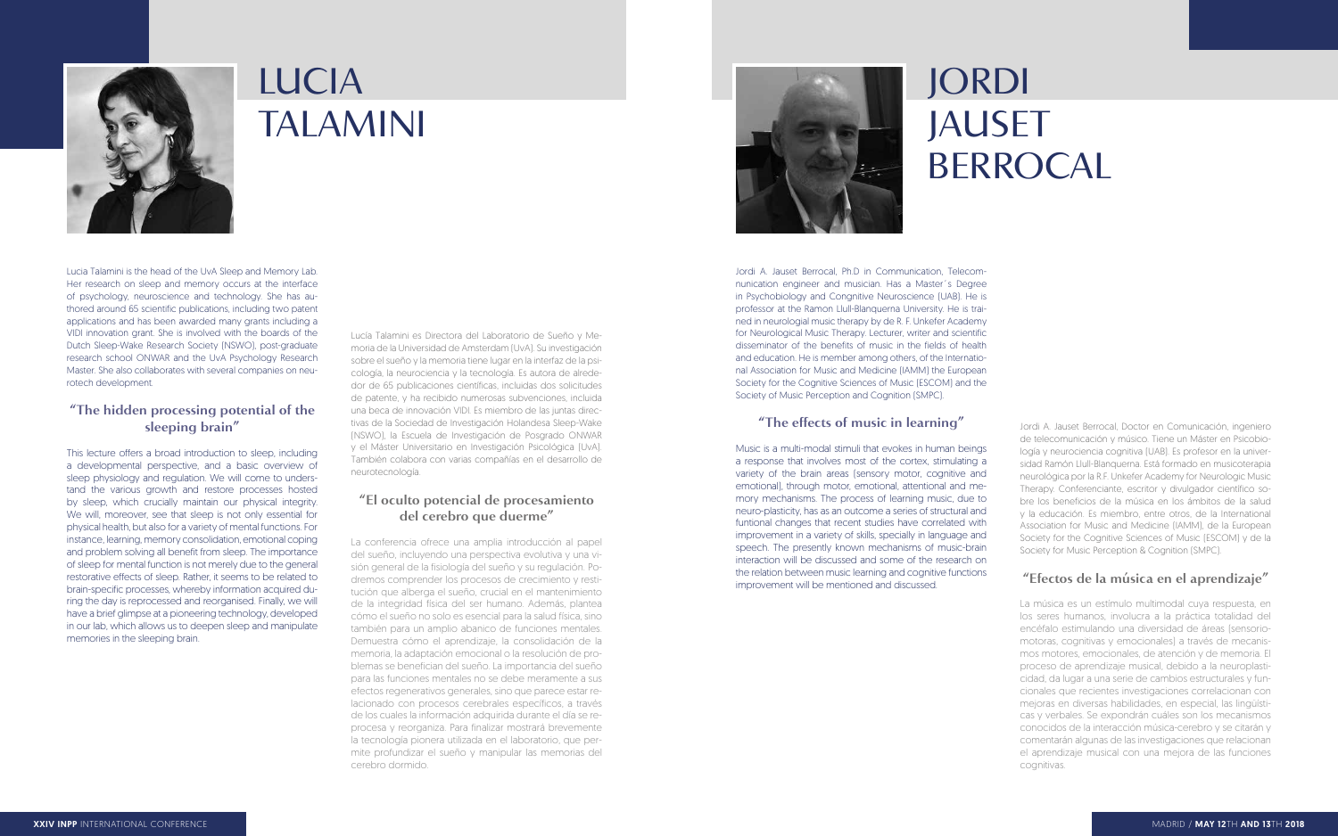# LUCIA TALAMINI

Lucia Talamini is the head of the UvA Sleep and Memory Lab. Her research on sleep and memory occurs at the interface of psychology, neuroscience and technology. She has authored around 65 scientific publications, including two patent applications and has been awarded many grants including a VIDI innovation grant. She is involved with the boards of the Dutch Sleep-Wake Research Society (NSWO), post-graduate research school ONWAR and the UvA Psychology Research Master. She also collaborates with several companies on neurotech development.

## "The hidden processing potential of the sleeping brain"

This lecture offers a broad introduction to sleep, including a developmental perspective, and a basic overview of sleep physiology and regulation. We will come to understand the various growth and restore processes hosted by sleep, which crucially maintain our physical integrity. We will, moreover, see that sleep is not only essential for physical health, but also for a variety of mental functions. For instance, learning, memory consolidation, emotional coping and problem solving all benefit from sleep. The importance of sleep for mental function is not merely due to the general restorative effects of sleep. Rather, it seems to be related to brain-specific processes, whereby information acquired during the day is reprocessed and reorganised. Finally, we will have a brief glimpse at a pioneering technology, developed in our lab, which allows us to deepen sleep and manipulate memories in the sleeping brain.

Lucía Talamini es Directora del Laboratorio de Sueño y Memoria de la Universidad de Ámsterdam (UvA). Su investigación sobre el sueño y la memoria tiene lugar en la interfaz de la psicología, la neurociencia y la tecnología. Es autora de alrededor de 65 publicaciones científicas, incluidas dos solicitudes de patente, y ha recibido numerosas subvenciones, incluida una beca de innovación VIDI. Es miembro de las juntas directivas de la Sociedad de Investigación Holandesa Sleep-Wake (NSWO), la Escuela de Investigación de Posgrado ONWAR y el Máster Universitario en Investigación Psicológica (UvA). También colabora con varias compañías en el desarrollo de neurotecnología.

## "El oculto potencial de procesamiento del cerebro que duerme"

La conferencia ofrece una amplia introducción al papel del sueño, incluyendo una perspectiva evolutiva y una visión general de la fisiología del sueño y su regulación. Podremos comprender los procesos de crecimiento y restitución que alberga el sueño, crucial en el mantenimiento de la integridad física del ser humano. Además, plantea cómo el sueño no solo es esencial para la salud física, sino también para un amplio abanico de funciones mentales. Demuestra cómo el aprendizaje, la consolidación de la memoria, la adaptación emocional o la resolución de problemas se benefician del sueño. La importancia del sueño para las funciones mentales no se debe meramente a sus efectos regenerativos generales, sino que parece estar relacionado con procesos cerebrales específicos, a través de los cuales la información adquirida durante el día se reprocesa y reorganiza. Para finalizar mostrará brevemente la tecnología pionera utilizada en el laboratorio, que permite profundizar el sueño y manipular las memorias del cerebro dormido.

# JORDI JAUSET BERROCAL

Jordi A. Jauset Berrocal, Ph.D in Communication, Telecomnunication engineer and musician. Has a Master´s Degree in Psychobiology and Congnitive Neuroscience (UAB). He is professor at the Ramon Llull-Blanquerna University. He is trained in neurologial music therapy by de R. F. Unkefer Academy for Neurological Music Therapy. Lecturer, writer and scientific disseminator of the benefits of music in the fields of health and education. He is member among others, of the International Association for Music and Medicine (IAMM) the European Society for the Cognitive Sciences of Music (ESCOM) and the Society of Music Perception and Cognition (SMPC).

## "The effects of music in learning"

Music is a multi-modal stimuli that evokes in human beings a response that involves most of the cortex, stimulating a variety of the brain areas (sensory motor, cognitive and emotional), through motor, emotional, attentional and memory mechanisms. The process of learning music, due to neuro-plasticity, has as an outcome a series of structural and funtional changes that recent studies have correlated with improvement in a variety of skills, specially in language and speech. The presently known mechanisms of music-brain interaction will be discussed and some of the research on the relation between music learning and cognitive functions improvement will be mentioned and discussed.

Jordi A. Jauset Berrocal, Doctor en Comunicación, ingeniero de telecomunicación y músico. Tiene un Máster en Psicobiología y neurociencia cognitiva (UAB). Es profesor en la universidad Ramón Llull-Blanquerna. Está formado en musicoterapia neurológica por la R.F. Unkefer Academy for Neurologic Music Therapy. Conferenciante, escritor y divulgador científico sobre los beneficios de la música en los ámbitos de la salud y la educación. Es miembro, entre otros, de la International Association for Music and Medicine (IAMM), de la European Society for the Cognitive Sciences of Music (ESCOM) y de la Society for Music Perception & Cognition (SMPC).

## "Efectos de la música en el aprendizaje"

La música es un estímulo multimodal cuya respuesta, en los seres humanos, involucra a la práctica totalidad del encéfalo estimulando una diversidad de áreas (sensoriomotoras, cognitivas y emocionales) a través de mecanismos motores, emocionales, de atención y de memoria. El proceso de aprendizaje musical, debido a la neuroplasticidad, da lugar a una serie de cambios estructurales y funcionales que recientes investigaciones correlacionan con mejoras en diversas habilidades, en especial, las lingüísticas y verbales. Se expondrán cuáles son los mecanismos conocidos de la interacción música-cerebro y se citarán y comentarán algunas de las investigaciones que relacionan el aprendizaje musical con una mejora de las funciones cognitivas.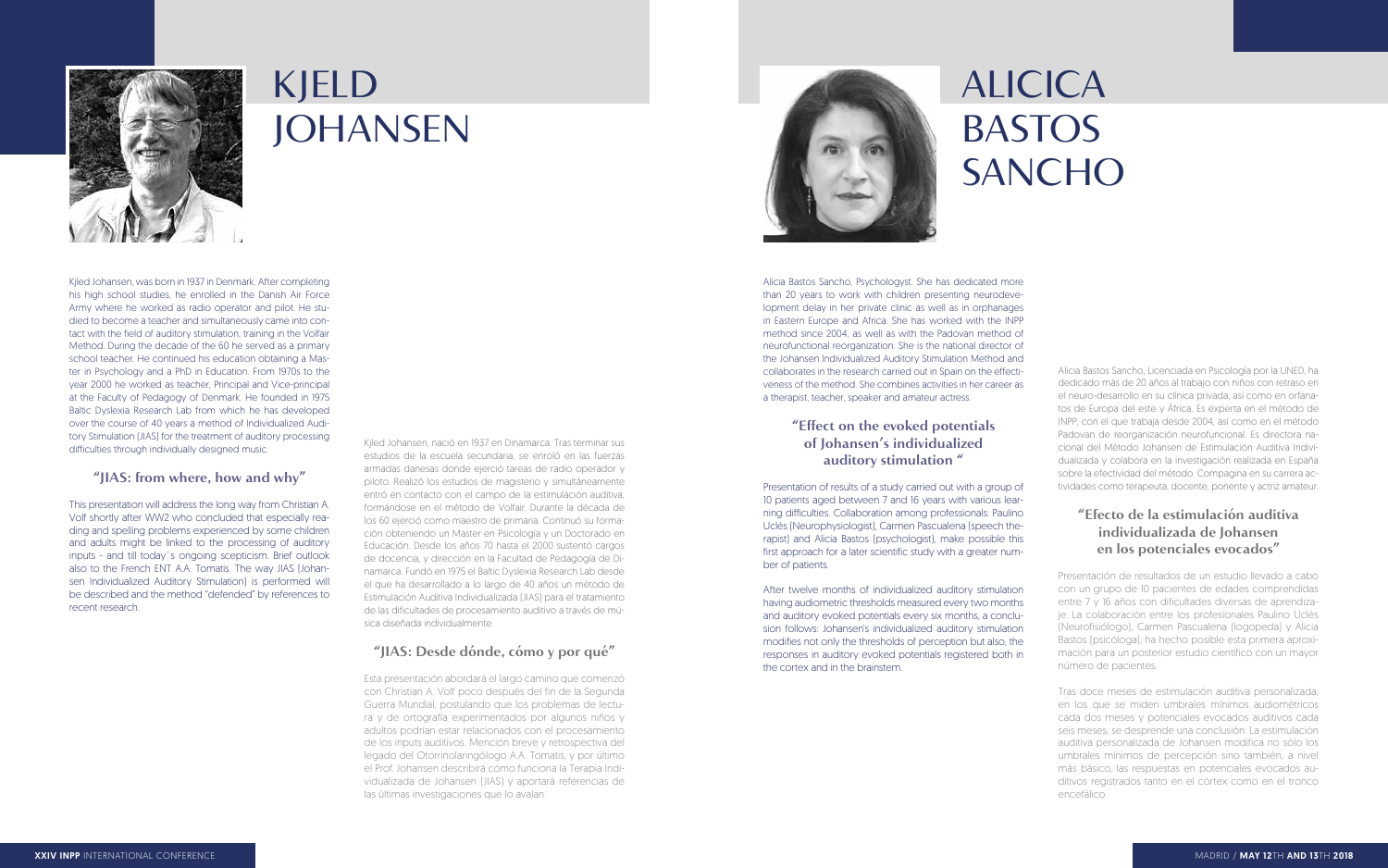# KJELD JOHANSEN

Kjled Johansen, was born in 1937 in Denmark. After completing his high school studies, he enrolled in the Danish Air Force Army where he worked as radio operator and pilot. He studied to become a teacher and simultaneously came into contact with the field of auditory stimulation, training in the Volfair Method. During the decade of the 60 he served as a primary school teacher. He continued his education obtaining a Master in Psychology and a PhD in Education. From 1970s to the year 2000 he worked as teacher, Principal and Vice-principal at the Faculty of Pedagogy of Denmark. He founded in 1975 Baltic Dyslexia Research Lab from which he has developed over the course of 40 years a method of Individualized Auditory Stimulation (JIAS) for the treatment of auditory processing difficulties through individually designed music.

### "JIAS: from where, how and why"

This presentation will address the long way from Christian A. Volf shortly after WW2 who concluded that especially reading and spelling problems experienced by some children and adults might be linked to the processing of auditory inputs - and till today´s ongoing scepticism. Brief outlook also to the French ENT A.A. Tomatis. The way JIAS (Johansen Individualized Auditory Stimulation) is performed will be described and the method "defended" by references to recent research.

Kjled Johansen, nació en 1937 en Dinamarca. Tras terminar sus estudios de la escuela secundaria, se enroló en las fuerzas armadas danesas donde ejerció tareas de radio operador y piloto. Realizó los estudios de magisterio y simultáneamente entró en contacto con el campo de la estimulación auditiva, formándose en el método de Volfair. Durante la década de los 60 ejerció como maestro de primaria. Continuó su formación obteniendo un Master en Psicología y un Doctorado en Educación. Desde los años 70 hasta el 2000 sustentó cargos de docencia, y dirección en la Facultad de Pedagogía de Dinamarca. Fundó en 1975 el Baltic Dyslexia Research Lab desde el que ha desarrollado a lo largo de 40 años un método de Estimulación Auditiva Individualizada (JIAS) para el tratamiento de las dificultades de procesamiento auditivo a través de música diseñada individualmente.

### "JIAS: Desde dónde, cómo y por qué"

Esta presentación abordará el largo camino que comenzó con Christian A. Volf poco después del fin de la Segunda Guerra Mundial, postulando que los problemas de lectura y de ortografía experimentados por algunos niños y adultos podrían estar relacionados con el procesamiento de los inputs auditivos. Mención breve y retrospectiva del legado del Otorrinolaringólogo A.A. Tomatis, y por último el Prof. Johansen describirá cómo funciona la Terapia Individualizada de Johansen (JIAS) y aportará referencias de las últimas investigaciones que lo avalan.

# ALICICA BASTOS SANCHO

Alicia Bastos Sancho, Psychologyst. She has dedicated more than 20 years to work with children presenting neurodevelopment delay in her private clinic as well as in orphanages in Eastern Europe and Africa. She has worked with the INPP method since 2004, as well as with the Padovan method of neurofunctional reorganization. She is the national director of the Johansen Individualized Auditory Stimulation Method and collaborates in the research carried out in Spain on the effectiveness of the method. She combines activities in her career as a therapist, teacher, speaker and amateur actress.

### "Effect on the evoked potentials of Johansen's individualized auditory stimulation "

Presentation of results of a study carried out with a group of 10 patients aged between 7 and 16 years with various learning difficulties. Collaboration among professionals: Paulino Uclés (Neurophysiologist), Carmen Pascualena (speech therapist) and Alicia Bastos (psychologist), make possible this first approach for a later scientific study with a greater number of patients.

After twelve months of individualized auditory stimulation having audiometric thresholds measured every two months and auditory evoked potentials every six months, a conclusion follows: Johansen's individualized auditory stimulation modifies not only the thresholds of perception but also, the responses in auditory evoked potentials registered both in the cortex and in the brainstem.

Alicia Bastos Sancho, Licenciada en Psicología por la UNED, ha dedicado más de 20 años al trabajo con niños con retraso en el neuro-desarrollo en su clínica privada, así como en orfanatos de Europa del este y África. Es experta en el método de INPP, con el que trabaja desde 2004, así como en el método Padovan de reorganización neurofuncional. Es directora nacional del Método Johansen de Estimulación Auditiva Individualizada y colabora en la investigación realizada en España sobre la efectividad del método. Compagina en su carrera actividades como terapeuta, docente, ponente y actriz amateur.

### "Efecto de la estimulación auditiva individualizada de Johansen en los potenciales evocados"

Presentación de resultados de un estudio llevado a cabo con un grupo de 10 pacientes de edades comprendidas entre 7 y 16 años con dificultades diversas de aprendizaje. La colaboración entre los profesionales Paulino Uclés (Neurofisiólogo), Carmen Pascualena (logopeda) y Alicia Bastos (psicóloga), ha hecho posible esta primera aproximación para un posterior estudio científico con un mayor número de pacientes.

Tras doce meses de estimulación auditiva personalizada, en los que se miden umbrales mínimos audiométricos cada dos meses y potenciales evocados auditivos cada seis meses, se desprende una conclusión: La estimulación auditiva personalizada de Johansen modifica no sólo los umbrales mínimos de percepción sino también, a nivel más básico, las respuestas en potenciales evocados auditivos registrados tanto en el córtex como en el tronco encefálico.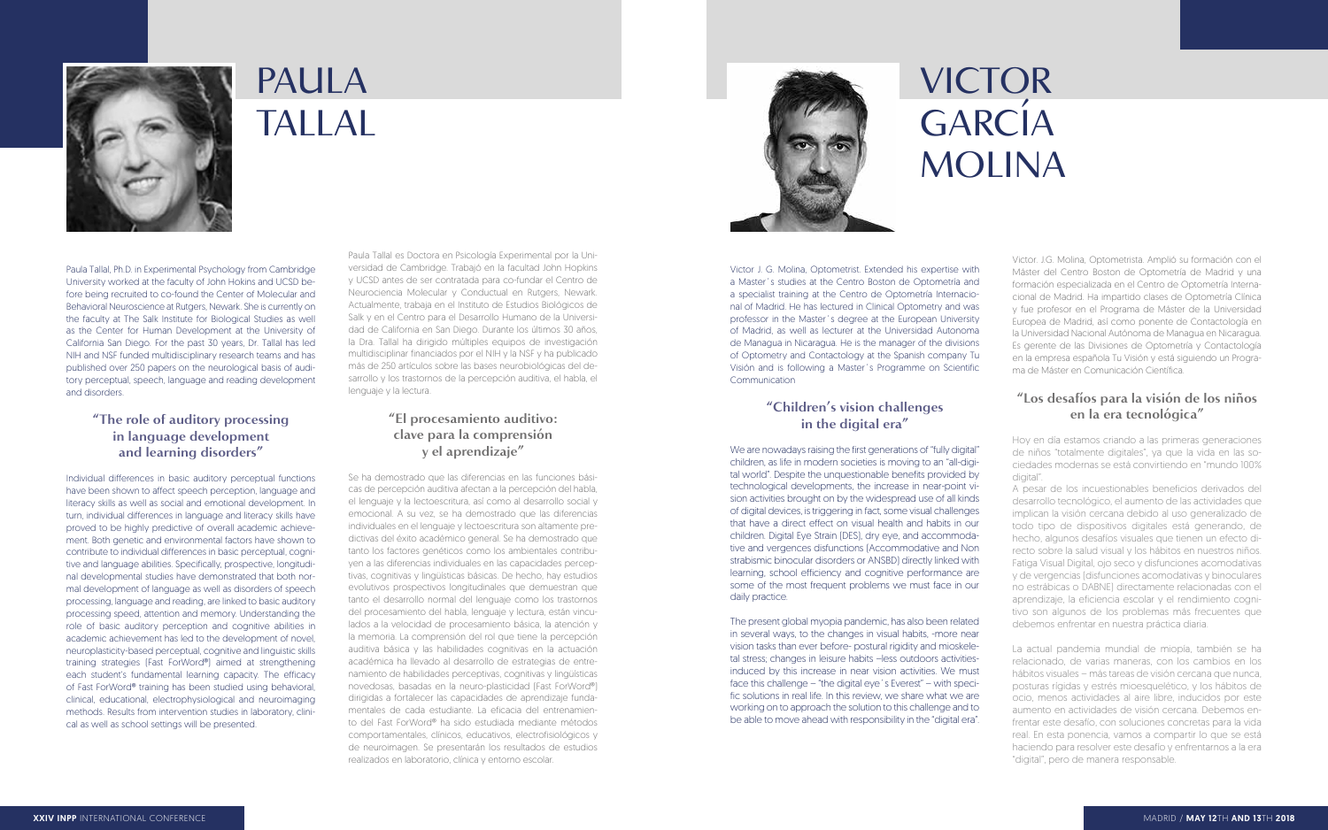# PAULA TALLAL

Paula Tallal, Ph.D. in Experimental Psychology from Cambridge University worked at the faculty of John Hokins and UCSD before being recruited to co-found the Center of Molecular and Behavioral Neuroscience at Rutgers, Newark. She is currently on the faculty at The Salk Institute for Biological Studies as well as the Center for Human Development at the University of California San Diego. For the past 30 years, Dr. Tallal has led NIH and NSF funded multidisciplinary research teams and has published over 250 papers on the neurological basis of auditory perceptual, speech, language and reading development and disorders.

### "The role of auditory processing in language development and learning disorders"

Individual differences in basic auditory perceptual functions have been shown to affect speech perception, language and literacy skills as well as social and emotional development. In turn, individual differences in language and literacy skills have proved to be highly predictive of overall academic achievement. Both genetic and environmental factors have shown to contribute to individual differences in basic perceptual, cognitive and language abilities. Specifically, prospective, longitudinal developmental studies have demonstrated that both normal development of language as well as disorders of speech processing, language and reading, are linked to basic auditory processing speed, attention and memory. Understanding the role of basic auditory perception and cognitive abilities in academic achievement has led to the development of novel, neuroplasticity-based perceptual, cognitive and linguistic skills training strategies (Fast ForWord®) aimed at strengthening each student's fundamental learning capacity. The efficacy of Fast ForWord® training has been studied using behavioral, clinical, educational, electrophysiological and neuroimaging methods. Results from intervention studies in laboratory, clinical as well as school settings will be presented.

Paula Tallal es Doctora en Psicología Experimental por la Universidad de Cambridge. Trabajó en la facultad John Hopkins y UCSD antes de ser contratada para co-fundar el Centro de Neurociencia Molecular y Conductual en Rutgers, Newark. Actualmente, trabaja en el Instituto de Estudios Biológicos de Salk y en el Centro para el Desarrollo Humano de la Universidad de California en San Diego. Durante los últimos 30 años, la Dra. Tallal ha dirigido múltiples equipos de investigación multidisciplinar financiados por el NIH y la NSF y ha publicado más de 250 artículos sobre las bases neurobiológicas del desarrollo y los trastornos de la percepción auditiva, el habla, el lenguaje y la lectura.

### "El procesamiento auditivo: clave para la comprensión y el aprendizaje"

Se ha demostrado que las diferencias en las funciones básicas de percepción auditiva afectan a la percepción del habla, el lenguaje y la lectoescritura, así como al desarrollo social y emocional. A su vez, se ha demostrado que las diferencias individuales en el lenguaje y lectoescritura son altamente predictivas del éxito académico general. Se ha demostrado que tanto los factores genéticos como los ambientales contribuyen a las diferencias individuales en las capacidades perceptivas, cognitivas y lingüísticas básicas. De hecho, hay estudios evolutivos prospectivos longitudinales que demuestran que tanto el desarrollo normal del lenguaje como los trastornos del procesamiento del habla, lenguaje y lectura, están vinculados a la velocidad de procesamiento básica, la atención y la memoria. La comprensión del rol que tiene la percepción auditiva básica y las habilidades cognitivas en la actuación académica ha llevado al desarrollo de estrategias de entrenamiento de habilidades perceptivas, cognitivas y lingüísticas novedosas, basadas en la neuro-plasticidad (Fast ForWord®) dirigidas a fortalecer las capacidades de aprendizaje fundamentales de cada estudiante. La eficacia del entrenamiento del Fast ForWord® ha sido estudiada mediante métodos comportamentales, clínicos, educativos, electrofisiológicos y de neuroimagen. Se presentarán los resultados de estudios realizados en laboratorio, clínica y entorno escolar.

# VICTOR GARCÍA MOLINA

Victor J. G. Molina, Optometrist. Extended his expertise with a Master's studies at the Centro Boston de Optometría and a specialist training at the Centro de Optometría Internacional of Madrid. He has lectured in Clinical Optometry and was professor in the Master's degree at the European University of Madrid, as well as lecturer at the Universidad Autonoma de Managua in Nicaragua. He is the manager of the divisions of Optometry and Contactology at the Spanish company Tu Visión and is following a Master's Programme on Scientific Communication

### "Children's vision challenges in the digital era"

We are nowadays raising the first generations of "fully digital" children, as life in modern societies is moving to an "all-digital world". Despite the unquestionable benefits provided by technological developments, the increase in near-point vision activities brought on by the widespread use of all kinds of digital devices, is triggering in fact, some visual challenges that have a direct effect on visual health and habits in our children. Digital Eye Strain (DES), dry eye, and accommodative and vergences disfunctions (Accommodative and Non strabismic binocular disorders or ANSBD) directly linked with learning, school efficiency and cognitive performance are some of the most frequent problems we must face in our daily practice.

The present global myopia pandemic, has also been related in several ways, to the changes in visual habits, -more near vision tasks than ever before- postural rigidity and mioskeletal stress; changes in leisure habits –less outdoors activities- induced by this increase in near vision activities. We must face this challenge – "the digital eye's Everest" – with specific solutions in real life. In this review, we share what we are working on to approach the solution to this challenge and to be able to move ahead with responsibility in the "digital era".

Victor. J.G. Molina, Optometrista. Amplió su formación con el Máster del Centro Boston de Optometría de Madrid y una formación especializada en el Centro de Optometría Internacional de Madrid. Ha impartido clases de Optometría Clínica y fue profesor en el Programa de Máster de la Universidad Europea de Madrid, así como ponente de Contactología en la Universidad Nacional Autónoma de Managua en Nicaragua. Es gerente de las Divisiones de Optometría y Contactología en la empresa española Tu Visión y está siguiendo un Programa de Máster en Comunicación Científica.

### "Los desafíos para la visión de los niños en la era tecnológica"

Hoy en día estamos criando a las primeras generaciones de niños "totalmente digitales", ya que la vida en las sociedades modernas se está convirtiendo en "mundo 100% digital".

A pesar de los incuestionables beneficios derivados del desarrollo tecnológico, el aumento de las actividades que implican la visión cercana debido al uso generalizado de todo tipo de dispositivos digitales está generando, de hecho, algunos desafíos visuales que tienen un efecto directo sobre la salud visual y los hábitos en nuestros niños. Fatiga Visual Digital, ojo seco y disfunciones acomodativas y de vergencias (disfunciones acomodativas y binoculares no estrábicas o DABNE) directamente relacionadas con el aprendizaje, la eficiencia escolar y el rendimiento cognitivo son algunos de los problemas más frecuentes que debemos enfrentar en nuestra práctica diaria.

La actual pandemia mundial de miopía, también se ha relacionado, de varias maneras, con los cambios en los hábitos visuales – más tareas de visión cercana que nunca, posturas rígidas y estrés mioesquelético, y los hábitos de ocio, menos actividades al aire libre, inducidos por este aumento en actividades de visión cercana. Debemos enfrentar este desafío, con soluciones concretas para la vida real. En esta ponencia, vamos a compartir lo que está haciendo para resolver este desafío y enfrentarnos a la era "digital", pero de manera responsable.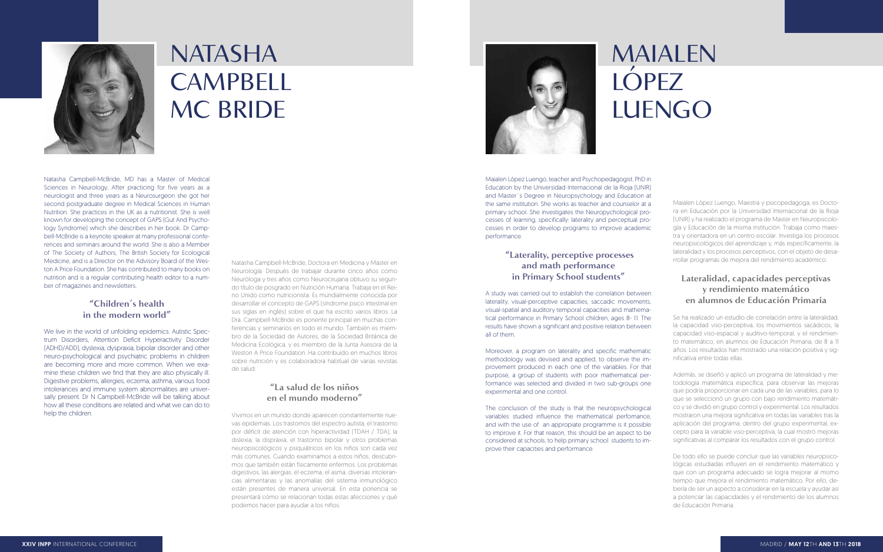# NATASHA CAMPBELL MC BRIDE

Natasha Campbell-McBride, MD has a Master of Medical Sciences in Neurology. After practicing for five years as a neurologist and three years as a Neurosurgeon she got her second postgraduate degree in Medical Sciences in Human Nutrition. She practices in the UK as a nutritionist. She is well known for developing the concept of GAPS (Gut And Psychology Syndrome) which she describes in her book. Dr Campbell-McBride is a keynote speaker at many professional conferences and seminars around the world. She is also a Member of The Society of Authors, The British Society for Ecological Medicine, and is a Director on the Advisory Board of the Weston A Price Foundation. She has contributed to many books on nutrition and is a regular contributing health editor to a number of magazines and newsletters.

### "Children´s health in the modern world"

We live in the world of unfolding epidemics. Autistic Spectrum Disorders, Attention Deficit Hyperactivity Disorder (ADHD/ADD), dyslexia, dyspraxia, bipolar disorder and other neuro-psychological and psychiatric problems in children are becoming more and more common. When we examine these children we find that they are also physically ill. Digestive problems, allergies, eczema, asthma, various food intolerances and immune system abnormalities are universally present. Dr N Campbell-McBride will be talking about how all these conditions are related and what we can do to help the children.

Natasha Campbell-McBride, Doctora en Medicina y Master en Neurología. Después de trabajar durante cinco años como Neuróloga y tres años como Neurocirujana obtuvo su segundo título de posgrado en Nutrición Humana. Trabaja en el Reino Unido como nutricionista. Es mundialmente conocida por desarrollar el concepto de GAPS (síndrome psico intestinal en sus siglas en inglés) sobre el que ha escrito varios libros. La Dra. Campbell-McBride es ponente principal en muchas conferencias y seminarios en todo el mundo. También es miembro de la Sociedad de Autores, de la Sociedad Británica de Medicina Ecológica, y es miembro de la Junta Asesora de la Weston A Price Foundation. Ha contribuido en muchos libros sobre nutrición y es colaboradora habitual de varias revistas de salud.

### "La salud de los niños en el mundo moderno"

Vivimos en un mundo donde aparecen constantemente nuevas epidemias. Los trastornos del espectro autista, el trastorno por déficit de atención con hiperactividad (TDAH / TDA), la dislexia, la dispraxia, el trastorno bipolar y otros problemas neuropsicológicos y psiquiátricos en los niños son cada vez más comunes. Cuando examinamos a estos niños, descubrimos que también están físicamente enfermos. Los problemas digestivos, las alergias, el eczema, el asma, diversas intolerancias alimentarias y las anomalías del sistema inmunológico están presentes de manera universal. En esta ponencia se presentará cómo se relacionan todas estas afecciones y qué podemos hacer para ayudar a los niños.

# MAIALEN LÓPEZ LUENGO

Maialen López Luengo, teacher and Psychopedagogist. PhD in Education by the Universidad Internacional de la Rioja (UNIR) and Master´s Degree in Neuropsychology and Education at the same institution. She works as teacher and counselor at a primary school. She investigates the Neuropychological processes of learning, specifically: laterality and perceptual processes in order to develop programs to improve academic performance.

### "Laterality, perceptive processes and math performance in Primary School students"

A study was carried out to establish the correlation between laterality, visual-perceptive capacities, saccadic movements, visual-spatial and auditory temporal capacities and mathematical performance in Primary School children, ages 8- 11. The results have shown a significant and positive relation between all of them.

Moreover, a program on laterality and specific mathematic methodology was devised and applied, to observe the improvement produced in each one of the variables. For that purpose, a group of students with poor mathematical performance was selected and divided in two sub-groups one experimental and one control.

The conclusion of the study is that the neuropsychological variables studied influence the mathematical perfomance, and with the use of an appropiate programme is it possible to improve it. For that reason, this should be an aspect to be considered at schools, to help primary school students to improve their capacities and performance.

Maialen López Luengo, Maestra y psicopedagoga, es Doctora en Educación por la Universidad Internacional de la Rioja (UNIR) y ha realizado el programa de Master en Neuropsicología y Educación de la misma institución. Trabaja como maestra y orientadora en un centro escolar. Investiga los procesos neuropsicológicos del aprendizaje y, más específicamente, la lateralidad y los procesos perceptivos, con el objeto de desarrollar programas de mejora del rendimiento académico.

### Lateralidad, capacidades perceptivas y rendimiento matemático en alumnos de Educación Primaria

Se ha realizado un estudio de correlación entre la lateralidad, la capacidad viso-perceptiva, los movimientos sacádicos, la capacidad viso-espacial y auditivo-temporal, y el rendimiento matemático, en alumnos de Educación Primaria, de 8 a 11 años. Los resultados han mostrado una relación positiva y significativa entre todas ellas.

Además, se diseñó y aplicó un programa de lateralidad y metodología matemática específica, para observar las mejoras que podría proporcionar en cada una de las variables, para lo que se seleccionó un grupo con bajo rendimiento matemático y se dividió en grupo control y experimental. Los resultados mostraron una mejora significativa en todas las variables tras la aplicación del programa, dentro del grupo experimental, excepto para la variable viso-perceptiva, la cual mostró mejoras significativas al comparar los resultados con el grupo control.

De todo ello se puede concluir que las variables neuropsicológicas estudiadas influyen en el rendimiento matemático y que con un programa adecuado se logra mejorar al mismo tiempo que mejora el rendimiento matemático. Por ello, debería de ser un aspecto a considerar en la escuela y ayudar así a potenciar las capacidades y el rendimiento de los alumnos de Educación Primaria.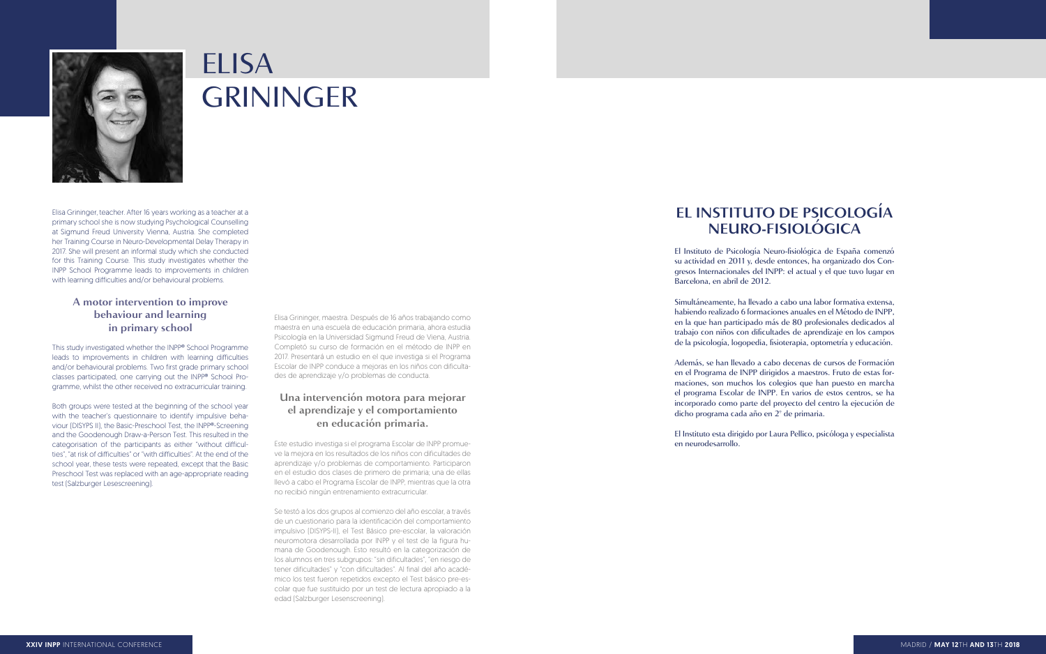# ELISA GRININGER

Elisa Grininger, teacher. After 16 years working as a teacher at a primary school she is now studying Psychological Counselling at Sigmund Freud University Vienna, Austria. She completed her Training Course in Neuro-Developmental Delay Therapy in 2017. She will present an informal study which she conducted for this Training Course. This study investigates whether the INPP School Programme leads to improvements in children with learning difficulties and/or behavioural problems.

## A motor intervention to improve behaviour and learning in primary school

This study investigated whether the INPP® School Programme leads to improvements in children with learning difficulties and/or behavioural problems. Two first grade primary school classes participated, one carrying out the INPP® School Programme, whilst the other received no extracurricular training.

Both groups were tested at the beginning of the school year with the teacher's questionnaire to identify impulsive behaviour (DISYPS II), the Basic-Preschool Test, the INPP®-Screening and the Goodenough Draw-a-Person Test. This resulted in the categorisation of the participants as either "without difficulties", "at risk of difficulties" or "with difficulties". At the end of the school year, these tests were repeated, except that the Basic Preschool Test was replaced with an age-appropriate reading test (Salzburger Lesescreening).

Elisa Grininger, maestra. Después de 16 años trabajando como maestra en una escuela de educación primaria, ahora estudia Psicología en la Universidad Sigmund Freud de Viena, Austria. Completó su curso de formación en el método de INPP en 2017. Presentará un estudio en el que investiga si el Programa Escolar de INPP conduce a mejoras en los niños con dificultades de aprendizaje y/o problemas de conducta.

## Una intervención motora para mejorar el aprendizaje y el comportamiento en educación primaria.

Este estudio investiga si el programa Escolar de INPP promueve la mejora en los resultados de los niños con dificultades de aprendizaje y/o problemas de comportamiento. Participaron en el estudio dos clases de primero de primaria; una de ellas llevó a cabo el Programa Escolar de INPP, mientras que la otra no recibió ningún entrenamiento extracurricular.

Se testó a los dos grupos al comienzo del año escolar, a través de un cuestionario para la identificación del comportamiento impulsivo (DISYPS-II), el Test Básico pre-escolar, la valoración neuromotora desarrollada por INPP y el test de la figura humana de Goodenough. Esto resultó en la categorización de los alumnos en tres subgrupos: "sin dificultades", "en riesgo de tener dificultades" y "con dificultades". Al final del año académico los test fueron repetidos excepto el Test básico pre-escolar que fue sustituido por un test de lectura apropiado a la edad (Salzburger Lesenscreening).

# EL INSTITUTO DE PSICOLOGÍA NEURO-FISIOLÓGICA

El Instituto de Psicología Neuro-fisiológica de España comenzó su actividad en 2011 y, desde entonces, ha organizado dos Congresos Internacionales del INPP: el actual y el que tuvo lugar en Barcelona, en abril de 2012.

Simultáneamente, ha llevado a cabo una labor formativa extensa, habiendo realizado 6 formaciones anuales en el Método de INPP, en la que han participado más de 80 profesionales dedicados al trabajo con niños con dificultades de aprendizaje en los campos de la psicología, logopedia, fisioterapia, optometría y educación.

Además, se han llevado a cabo decenas de cursos de Formación en el Programa de INPP dirigidos a maestros. Fruto de estas formaciones, son muchos los colegios que han puesto en marcha el programa Escolar de INPP. En varios de estos centros, se ha incorporado como parte del proyecto del centro la ejecución de dicho programa cada año en 2° de primaria.

El Instituto esta dirigido por Laura Pellico, psicóloga y especialista en neurodesarrollo.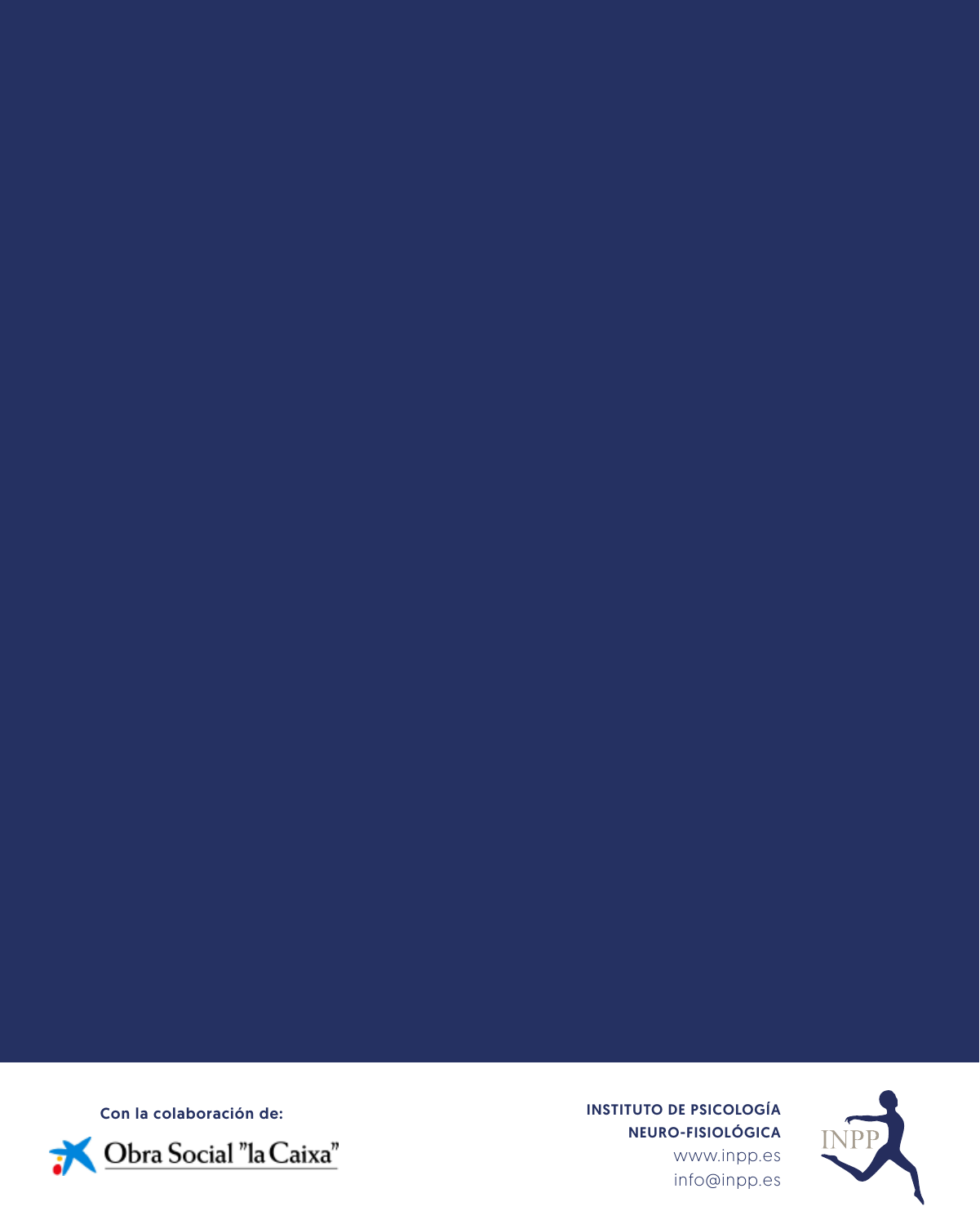Con la colaboración de:

Obra Social "la Caixa"

**INSTITUTO DE PSICOLOGÍA NEURO-FISIOLÓGICA**

www.inpp.es

info@inpp.es

INPP